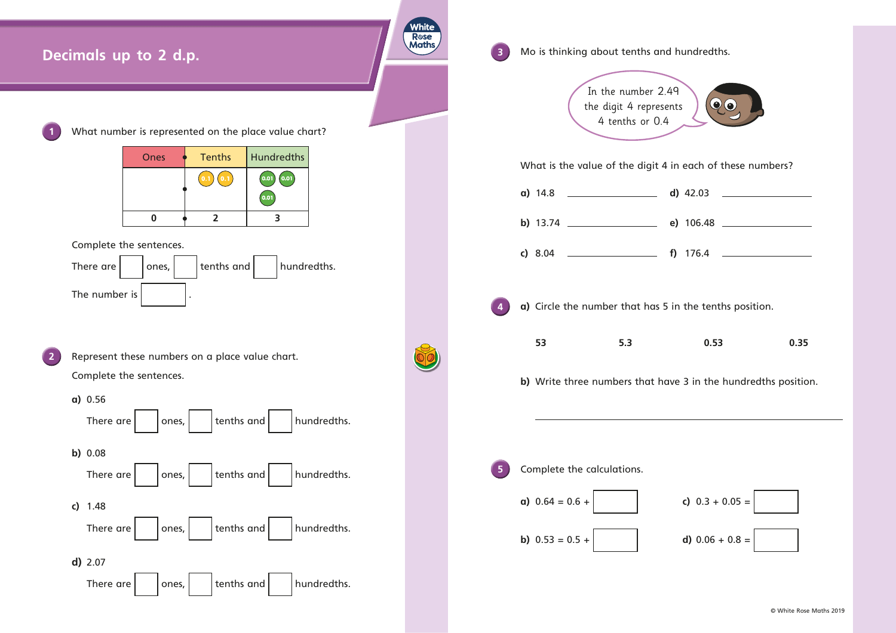# Decimals up to 2 d.p.

**1** What number is represented on the place value chart?

| Ones | Tenths | Hundredths |
|---|---|---|
| | 0.1 0.1 | 0.01 0.01 0.01 |
| 0 | 2 | 3 |

Complete the sentences.

There are ☐ ones, ☐ tenths and ☐ hundredths.

The number is ☐ .

**2** Represent these numbers on a place value chart.

Complete the sentences.

**a)** 0.56

There are ☐ ones, ☐ tenths and ☐ hundredths.

**b)** 0.08

There are ☐ ones, ☐ tenths and ☐ hundredths.

**c)** 1.48

There are ☐ ones, ☐ tenths and ☐ hundredths.

**d)** 2.07

There are ☐ ones, ☐ tenths and ☐ hundredths.

**3** Mo is thinking about tenths and hundredths.

> In the number 2.49 the digit 4 represents 4 tenths or 0.4

What is the value of the digit 4 in each of these numbers?

**a)** 14.8 ____________ **d)** 42.03 ____________

**b)** 13.74 ____________ **e)** 106.48 ____________

**c)** 8.04 ____________ **f)** 176.4 ____________

**4** **a)** Circle the number that has 5 in the tenths position.

**53** **5.3** **0.53** **0.35**

**b)** Write three numbers that have 3 in the hundredths position.

______________________________________________

**5** Complete the calculations.

**a)** 0.64 = 0.6 + ☐ **c)** 0.3 + 0.05 = ☐

**b)** 0.53 = 0.5 + ☐ **d)** 0.06 + 0.8 = ☐

© White Rose Maths 2019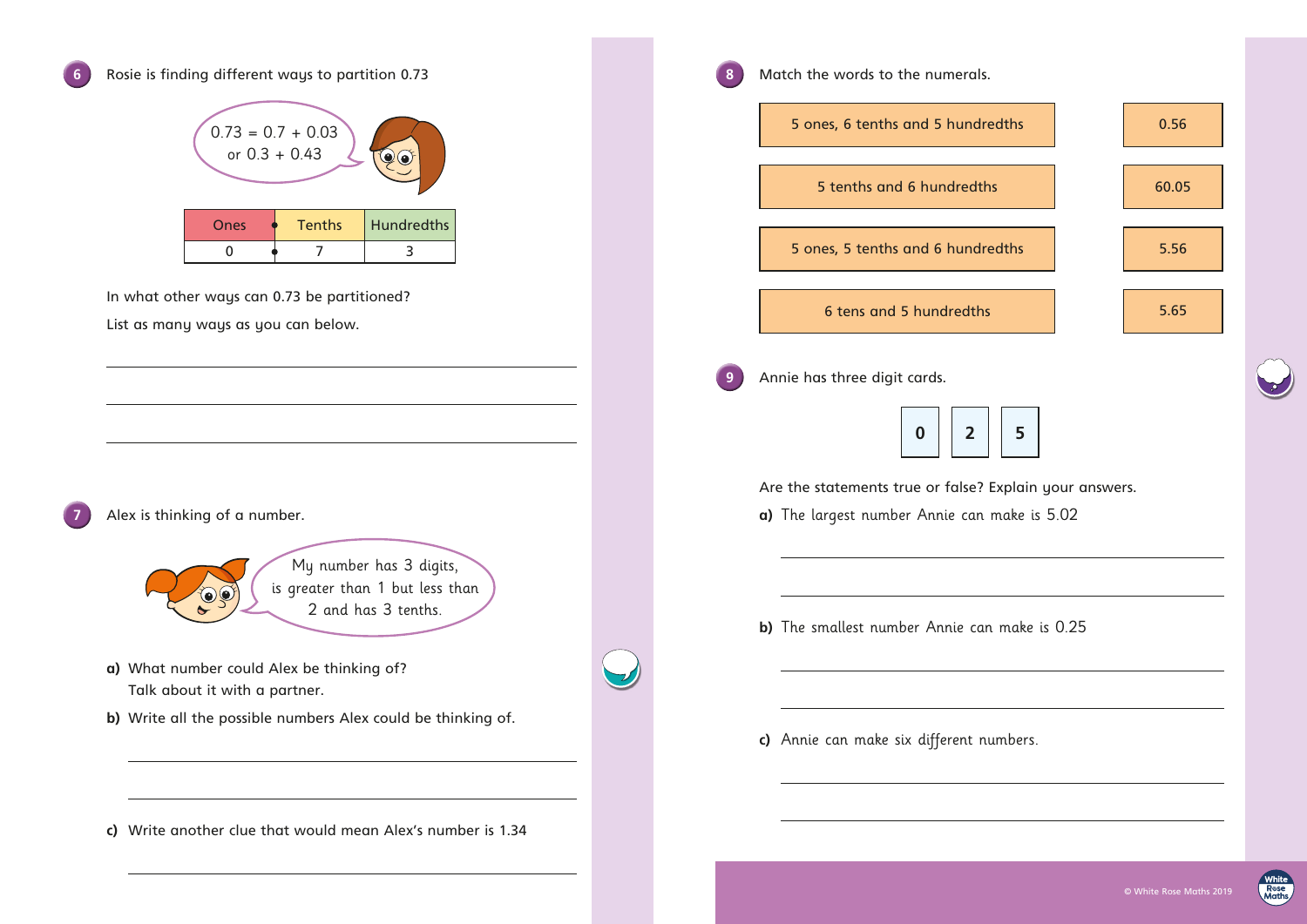**6** Rosie is finding different ways to partition 0.73

0.73 = 0.7 + 0.03
or 0.3 + 0.43

| Ones | Tenths | Hundredths |
|---|---|---|
| 0 | 7 | 3 |

In what other ways can 0.73 be partitioned?

List as many ways as you can below.

**7** Alex is thinking of a number.

My number has 3 digits, is greater than 1 but less than 2 and has 3 tenths.

**a)** What number could Alex be thinking of?
Talk about it with a partner.

**b)** Write all the possible numbers Alex could be thinking of.

**c)** Write another clue that would mean Alex's number is 1.34

**8** Match the words to the numerals.

| | |
|---|---|
| 5 ones, 6 tenths and 5 hundredths | 0.56 |
| 5 tenths and 6 hundredths | 60.05 |
| 5 ones, 5 tenths and 6 hundredths | 5.56 |
| 6 tens and 5 hundredths | 5.65 |

**9** Annie has three digit cards.

0 2 5

Are the statements true or false? Explain your answers.

**a)** The largest number Annie can make is 5.02

**b)** The smallest number Annie can make is 0.25

**c)** Annie can make six different numbers.

© White Rose Maths 2019